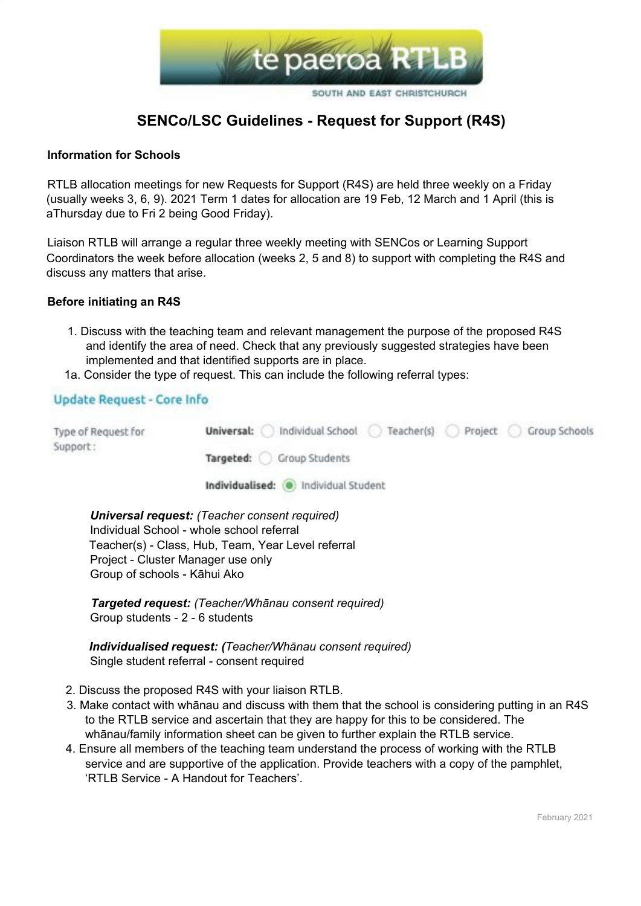# SENCo/LSC Guidelines - Request for Support (R4S)

**Information for Schools**

RTLB allocation meetings for new Requests for Support (R4S) are held three weekly on a Friday (usually weeks 3, 6, 9). 2021 Term 1 dates for allocation are 19 Feb, 12 March and 1 April (this is aThursday due to Fri 2 being Good Friday).

Liaison RTLB will arrange a regular three weekly meeting with SENCos or Learning Support Coordinators the week before allocation (weeks 2, 5 and 8) to support with completing the R4S and discuss any matters that arise.

**Before initiating an R4S**

1. Discuss with the teaching team and relevant management the purpose of the proposed R4S and identify the area of need. Check that any previously suggested strategies have been implemented and that identified supports are in place.

1a. Consider the type of request. This can include the following referral types:

**Update Request - Core Info**

Type of Request for Support :

**Universal:** ○ Individual School ○ Teacher(s) ○ Project ○ Group Schools

**Targeted:** ○ Group Students

**Individualised:** ◉ Individual Student

***Universal request:*** *(Teacher consent required)*
Individual School - whole school referral
Teacher(s) - Class, Hub, Team, Year Level referral
Project - Cluster Manager use only
Group of schools - Kāhui Ako

***Targeted request:*** *(Teacher/Whānau consent required)*
Group students - 2 - 6 students

***Individualised request: (****Teacher/Whānau consent required)*
Single student referral - consent required

2. Discuss the proposed R4S with your liaison RTLB.
3. Make contact with whānau and discuss with them that the school is considering putting in an R4S to the RTLB service and ascertain that they are happy for this to be considered. The whānau/family information sheet can be given to further explain the RTLB service.
4. Ensure all members of the teaching team understand the process of working with the RTLB service and are supportive of the application. Provide teachers with a copy of the pamphlet, 'RTLB Service - A Handout for Teachers'.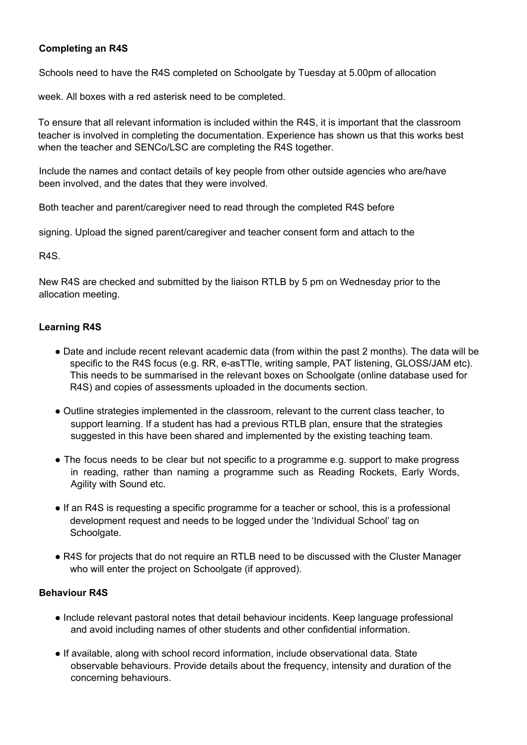**Completing an R4S**

Schools need to have the R4S completed on Schoolgate by Tuesday at 5.00pm of allocation week. All boxes with a red asterisk need to be completed.

To ensure that all relevant information is included within the R4S, it is important that the classroom teacher is involved in completing the documentation. Experience has shown us that this works best when the teacher and SENCo/LSC are completing the R4S together.

Include the names and contact details of key people from other outside agencies who are/have been involved, and the dates that they were involved.

Both teacher and parent/caregiver need to read through the completed R4S before signing. Upload the signed parent/caregiver and teacher consent form and attach to the R4S.

New R4S are checked and submitted by the liaison RTLB by 5 pm on Wednesday prior to the allocation meeting.

**Learning R4S**

- Date and include recent relevant academic data (from within the past 2 months). The data will be specific to the R4S focus (e.g. RR, e-asTTle, writing sample, PAT listening, GLOSS/JAM etc). This needs to be summarised in the relevant boxes on Schoolgate (online database used for R4S) and copies of assessments uploaded in the documents section.
- Outline strategies implemented in the classroom, relevant to the current class teacher, to support learning. If a student has had a previous RTLB plan, ensure that the strategies suggested in this have been shared and implemented by the existing teaching team.
- The focus needs to be clear but not specific to a programme e.g. support to make progress in reading, rather than naming a programme such as Reading Rockets, Early Words, Agility with Sound etc.
- If an R4S is requesting a specific programme for a teacher or school, this is a professional development request and needs to be logged under the 'Individual School' tag on Schoolgate.
- R4S for projects that do not require an RTLB need to be discussed with the Cluster Manager who will enter the project on Schoolgate (if approved).

**Behaviour R4S**

- Include relevant pastoral notes that detail behaviour incidents. Keep language professional and avoid including names of other students and other confidential information.
- If available, along with school record information, include observational data. State observable behaviours. Provide details about the frequency, intensity and duration of the concerning behaviours.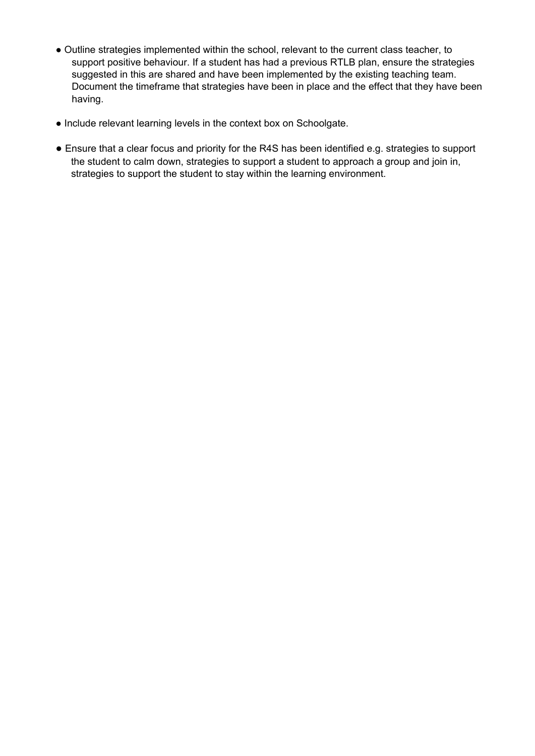- Outline strategies implemented within the school, relevant to the current class teacher, to support positive behaviour. If a student has had a previous RTLB plan, ensure the strategies suggested in this are shared and have been implemented by the existing teaching team. Document the timeframe that strategies have been in place and the effect that they have been having.

- Include relevant learning levels in the context box on Schoolgate.

- Ensure that a clear focus and priority for the R4S has been identified e.g. strategies to support the student to calm down, strategies to support a student to approach a group and join in, strategies to support the student to stay within the learning environment.